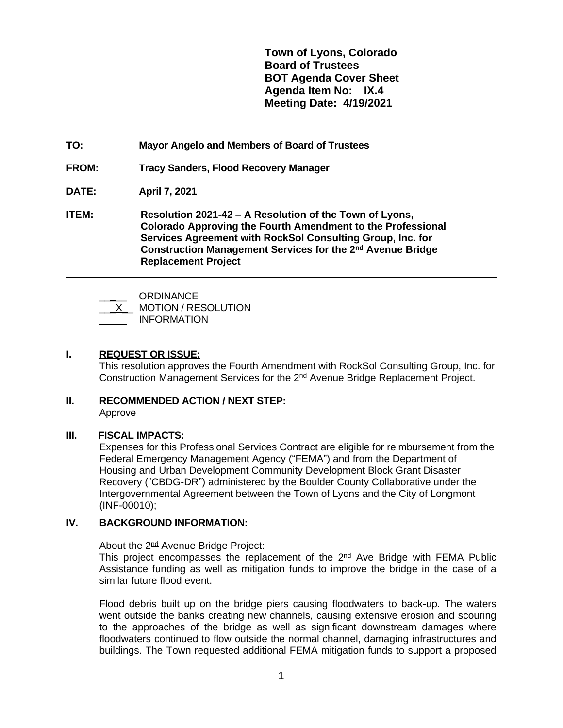**Town of Lyons, Colorado**
**Board of Trustees**
**BOT Agenda Cover Sheet**
**Agenda Item No: IX.4**
**Meeting Date: 4/19/2021**

**TO:** **Mayor Angelo and Members of Board of Trustees**

**FROM:** **Tracy Sanders, Flood Recovery Manager**

**DATE:** **April 7, 2021**

**ITEM:** **Resolution 2021-42 – A Resolution of the Town of Lyons, Colorado Approving the Fourth Amendment to the Professional Services Agreement with RockSol Consulting Group, Inc. for Construction Management Services for the 2nd Avenue Bridge Replacement Project**

---

_____ ORDINANCE
\_\_X\_\_ MOTION / RESOLUTION
_____ INFORMATION

---

**I. REQUEST OR ISSUE:**

This resolution approves the Fourth Amendment with RockSol Consulting Group, Inc. for Construction Management Services for the 2nd Avenue Bridge Replacement Project.

**II. RECOMMENDED ACTION / NEXT STEP:**

Approve

**III. FISCAL IMPACTS:**

Expenses for this Professional Services Contract are eligible for reimbursement from the Federal Emergency Management Agency ("FEMA") and from the Department of Housing and Urban Development Community Development Block Grant Disaster Recovery ("CBDG-DR") administered by the Boulder County Collaborative under the Intergovernmental Agreement between the Town of Lyons and the City of Longmont (INF-00010);

**IV. BACKGROUND INFORMATION:**

About the 2nd Avenue Bridge Project:

This project encompasses the replacement of the 2nd Ave Bridge with FEMA Public Assistance funding as well as mitigation funds to improve the bridge in the case of a similar future flood event.

Flood debris built up on the bridge piers causing floodwaters to back-up. The waters went outside the banks creating new channels, causing extensive erosion and scouring to the approaches of the bridge as well as significant downstream damages where floodwaters continued to flow outside the normal channel, damaging infrastructures and buildings. The Town requested additional FEMA mitigation funds to support a proposed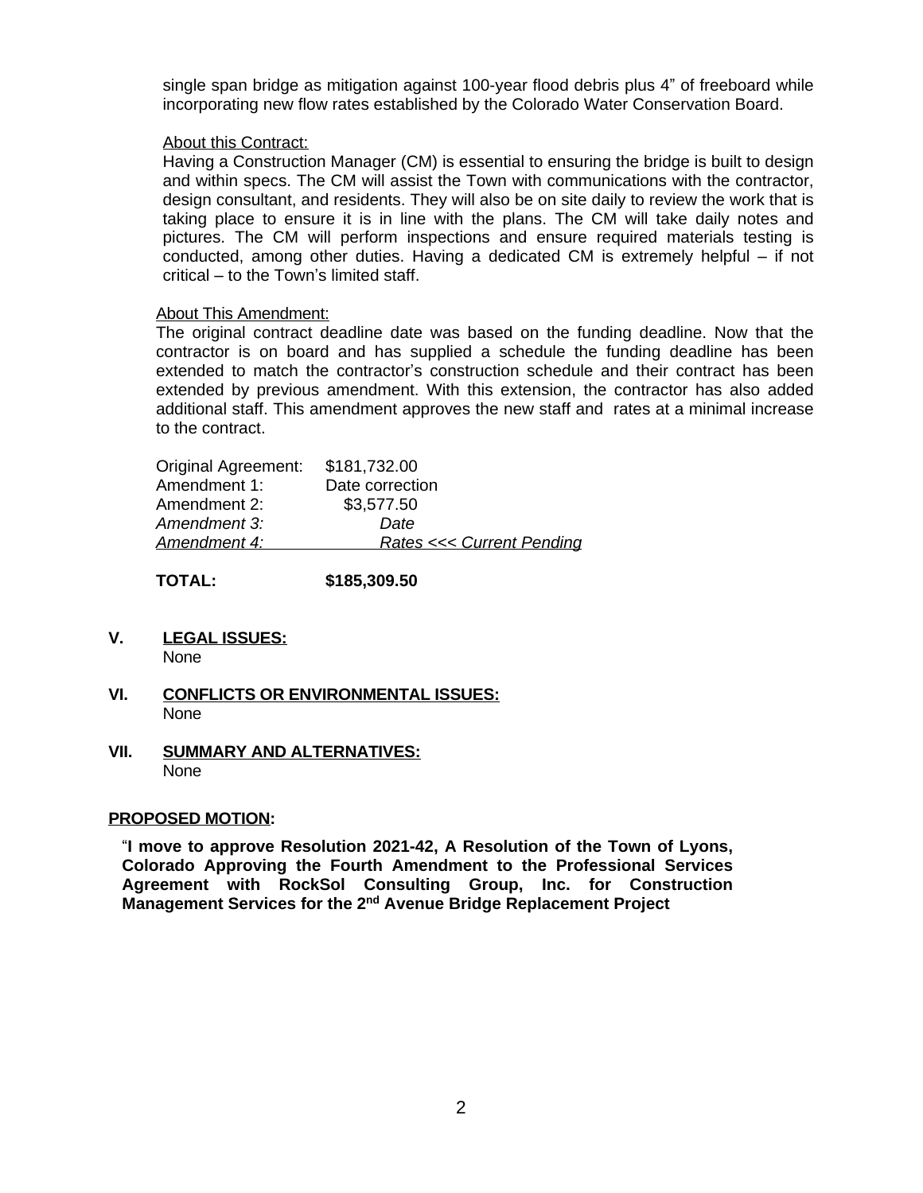single span bridge as mitigation against 100-year flood debris plus 4" of freeboard while incorporating new flow rates established by the Colorado Water Conservation Board.

About this Contract:

Having a Construction Manager (CM) is essential to ensuring the bridge is built to design and within specs. The CM will assist the Town with communications with the contractor, design consultant, and residents. They will also be on site daily to review the work that is taking place to ensure it is in line with the plans. The CM will take daily notes and pictures. The CM will perform inspections and ensure required materials testing is conducted, among other duties. Having a dedicated CM is extremely helpful – if not critical – to the Town's limited staff.

About This Amendment:

The original contract deadline date was based on the funding deadline. Now that the contractor is on board and has supplied a schedule the funding deadline has been extended to match the contractor's construction schedule and their contract has been extended by previous amendment. With this extension, the contractor has also added additional staff. This amendment approves the new staff and rates at a minimal increase to the contract.

| | |
|---|---|
| Original Agreement: | $181,732.00 |
| Amendment 1: | Date correction |
| Amendment 2: | $3,577.50 |
| *Amendment 3:* | *Date* |
| *Amendment 4:* | *Rates <<< Current Pending* |
| **TOTAL:** | **$185,309.50** |

**V. LEGAL ISSUES:**

None

**VI. CONFLICTS OR ENVIRONMENTAL ISSUES:**

None

**VII. SUMMARY AND ALTERNATIVES:**

None

**PROPOSED MOTION:**

"**I move to approve Resolution 2021-42, A Resolution of the Town of Lyons, Colorado Approving the Fourth Amendment to the Professional Services Agreement with RockSol Consulting Group, Inc. for Construction Management Services for the 2nd Avenue Bridge Replacement Project**